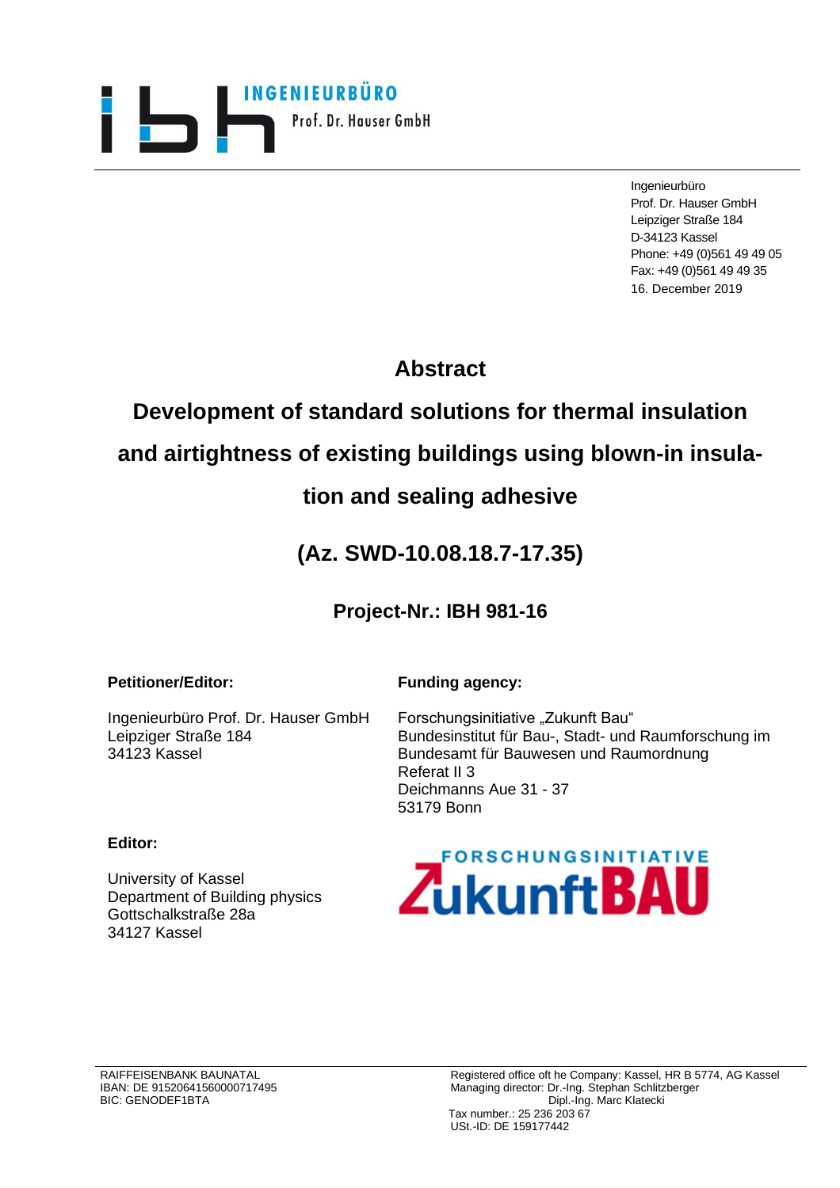**INGENIEURBÜRO**
Prof. Dr. Hauser GmbH

Ingenieurbüro
Prof. Dr. Hauser GmbH
Leipziger Straße 184
D-34123 Kassel
Phone: +49 (0)561 49 49 05
Fax: +49 (0)561 49 49 35
16. December 2019

# Abstract

# Development of standard solutions for thermal insulation and airtightness of existing buildings using blown-in insulation and sealing adhesive

## (Az. SWD-10.08.18.7-17.35)

### Project-Nr.: IBH 981-16

**Petitioner/Editor:**

Ingenieurbüro Prof. Dr. Hauser GmbH
Leipziger Straße 184
34123 Kassel

**Funding agency:**

Forschungsinitiative „Zukunft Bau“
Bundesinstitut für Bau-, Stadt- und Raumforschung im Bundesamt für Bauwesen und Raumordnung
Referat II 3
Deichmanns Aue 31 - 37
53179 Bonn

**Editor:**

University of Kassel
Department of Building physics
Gottschalkstraße 28a
34127 Kassel

FORSCHUNGSINITIATIVE ZukunftBAU

RAIFFEISENBANK BAUNATAL
IBAN: DE 91520641560000717495
BIC: GENODEF1BTA

Registered office oft he Company: Kassel, HR B 5774, AG Kassel
Managing director: Dr.-Ing. Stephan Schlitzberger
Dipl.-Ing. Marc Klatecki
Tax number.: 25 236 203 67
USt.-ID: DE 159177442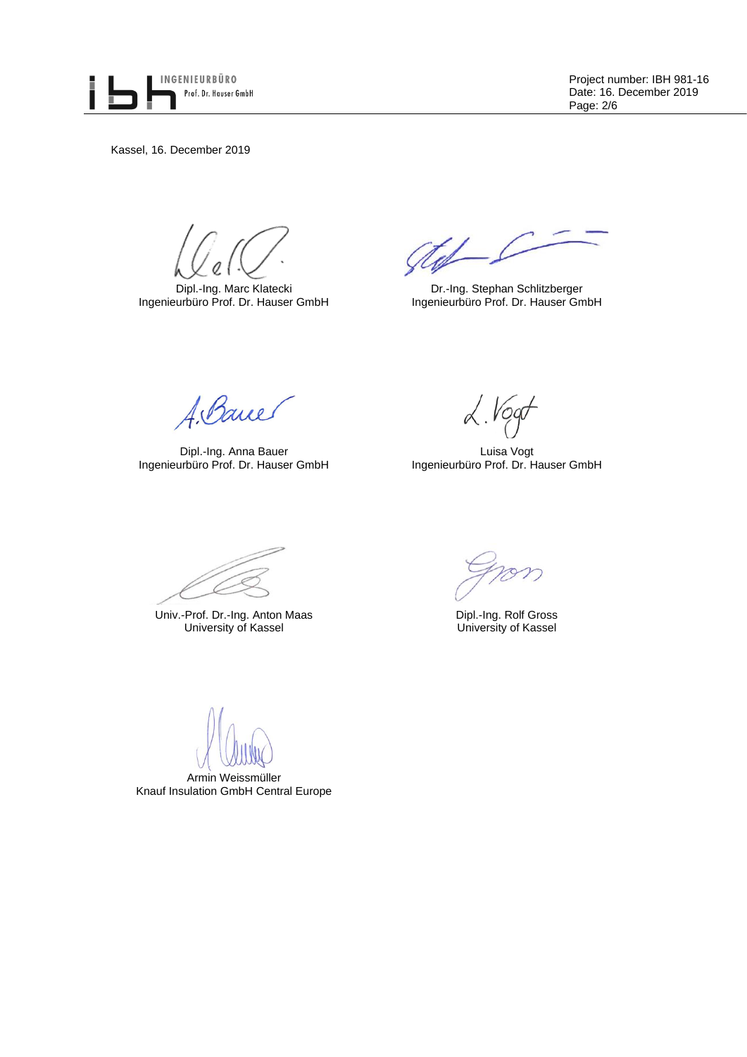Kassel, 16. December 2019

| | |
|---|---|
| Dipl.-Ing. Marc Klatecki<br>Ingenieurbüro Prof. Dr. Hauser GmbH | Dr.-Ing. Stephan Schlitzberger<br>Ingenieurbüro Prof. Dr. Hauser GmbH |
| Dipl.-Ing. Anna Bauer<br>Ingenieurbüro Prof. Dr. Hauser GmbH | Luisa Vogt<br>Ingenieurbüro Prof. Dr. Hauser GmbH |
| Univ.-Prof. Dr.-Ing. Anton Maas<br>University of Kassel | Dipl.-Ing. Rolf Gross<br>University of Kassel |
| Armin Weissmüller<br>Knauf Insulation GmbH Central Europe | |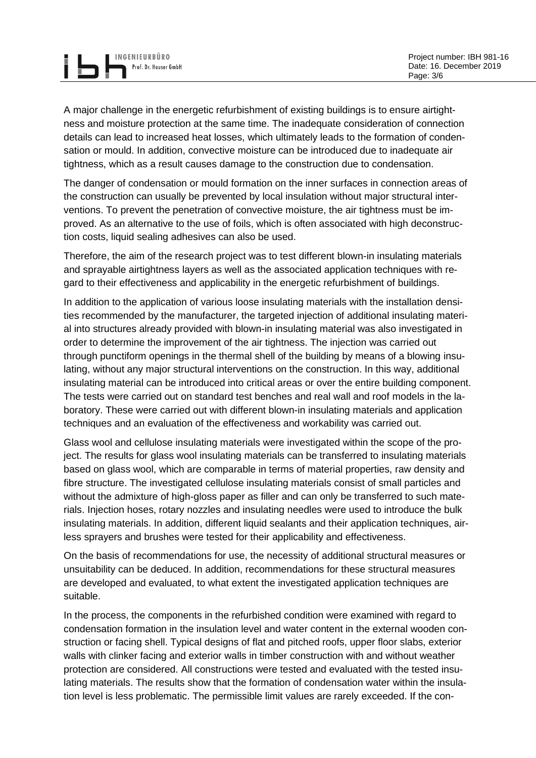A major challenge in the energetic refurbishment of existing buildings is to ensure airtightness and moisture protection at the same time. The inadequate consideration of connection details can lead to increased heat losses, which ultimately leads to the formation of condensation or mould. In addition, convective moisture can be introduced due to inadequate air tightness, which as a result causes damage to the construction due to condensation.

The danger of condensation or mould formation on the inner surfaces in connection areas of the construction can usually be prevented by local insulation without major structural interventions. To prevent the penetration of convective moisture, the air tightness must be improved. As an alternative to the use of foils, which is often associated with high deconstruction costs, liquid sealing adhesives can also be used.

Therefore, the aim of the research project was to test different blown-in insulating materials and sprayable airtightness layers as well as the associated application techniques with regard to their effectiveness and applicability in the energetic refurbishment of buildings.

In addition to the application of various loose insulating materials with the installation densities recommended by the manufacturer, the targeted injection of additional insulating material into structures already provided with blown-in insulating material was also investigated in order to determine the improvement of the air tightness. The injection was carried out through punctiform openings in the thermal shell of the building by means of a blowing insulating, without any major structural interventions on the construction. In this way, additional insulating material can be introduced into critical areas or over the entire building component. The tests were carried out on standard test benches and real wall and roof models in the laboratory. These were carried out with different blown-in insulating materials and application techniques and an evaluation of the effectiveness and workability was carried out.

Glass wool and cellulose insulating materials were investigated within the scope of the project. The results for glass wool insulating materials can be transferred to insulating materials based on glass wool, which are comparable in terms of material properties, raw density and fibre structure. The investigated cellulose insulating materials consist of small particles and without the admixture of high-gloss paper as filler and can only be transferred to such materials. Injection hoses, rotary nozzles and insulating needles were used to introduce the bulk insulating materials. In addition, different liquid sealants and their application techniques, airless sprayers and brushes were tested for their applicability and effectiveness.

On the basis of recommendations for use, the necessity of additional structural measures or unsuitability can be deduced. In addition, recommendations for these structural measures are developed and evaluated, to what extent the investigated application techniques are suitable.

In the process, the components in the refurbished condition were examined with regard to condensation formation in the insulation level and water content in the external wooden construction or facing shell. Typical designs of flat and pitched roofs, upper floor slabs, exterior walls with clinker facing and exterior walls in timber construction with and without weather protection are considered. All constructions were tested and evaluated with the tested insulating materials. The results show that the formation of condensation water within the insulation level is less problematic. The permissible limit values are rarely exceeded. If the con-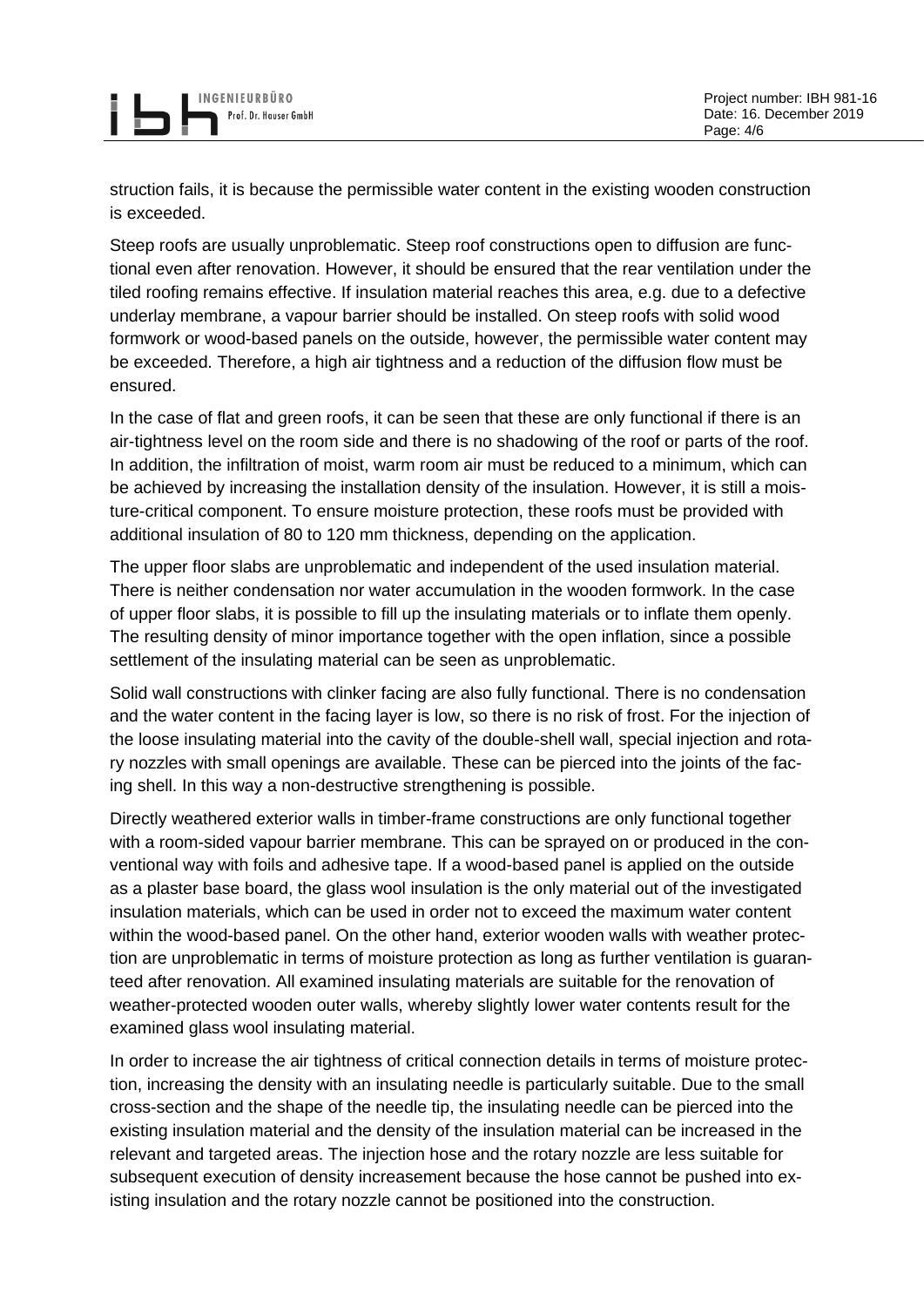struction fails, it is because the permissible water content in the existing wooden construction is exceeded.

Steep roofs are usually unproblematic. Steep roof constructions open to diffusion are functional even after renovation. However, it should be ensured that the rear ventilation under the tiled roofing remains effective. If insulation material reaches this area, e.g. due to a defective underlay membrane, a vapour barrier should be installed. On steep roofs with solid wood formwork or wood-based panels on the outside, however, the permissible water content may be exceeded. Therefore, a high air tightness and a reduction of the diffusion flow must be ensured.

In the case of flat and green roofs, it can be seen that these are only functional if there is an air-tightness level on the room side and there is no shadowing of the roof or parts of the roof. In addition, the infiltration of moist, warm room air must be reduced to a minimum, which can be achieved by increasing the installation density of the insulation. However, it is still a moisture-critical component. To ensure moisture protection, these roofs must be provided with additional insulation of 80 to 120 mm thickness, depending on the application.

The upper floor slabs are unproblematic and independent of the used insulation material. There is neither condensation nor water accumulation in the wooden formwork. In the case of upper floor slabs, it is possible to fill up the insulating materials or to inflate them openly. The resulting density of minor importance together with the open inflation, since a possible settlement of the insulating material can be seen as unproblematic.

Solid wall constructions with clinker facing are also fully functional. There is no condensation and the water content in the facing layer is low, so there is no risk of frost. For the injection of the loose insulating material into the cavity of the double-shell wall, special injection and rotary nozzles with small openings are available. These can be pierced into the joints of the facing shell. In this way a non-destructive strengthening is possible.

Directly weathered exterior walls in timber-frame constructions are only functional together with a room-sided vapour barrier membrane. This can be sprayed on or produced in the conventional way with foils and adhesive tape. If a wood-based panel is applied on the outside as a plaster base board, the glass wool insulation is the only material out of the investigated insulation materials, which can be used in order not to exceed the maximum water content within the wood-based panel. On the other hand, exterior wooden walls with weather protection are unproblematic in terms of moisture protection as long as further ventilation is guaranteed after renovation. All examined insulating materials are suitable for the renovation of weather-protected wooden outer walls, whereby slightly lower water contents result for the examined glass wool insulating material.

In order to increase the air tightness of critical connection details in terms of moisture protection, increasing the density with an insulating needle is particularly suitable. Due to the small cross-section and the shape of the needle tip, the insulating needle can be pierced into the existing insulation material and the density of the insulation material can be increased in the relevant and targeted areas. The injection hose and the rotary nozzle are less suitable for subsequent execution of density increasement because the hose cannot be pushed into existing insulation and the rotary nozzle cannot be positioned into the construction.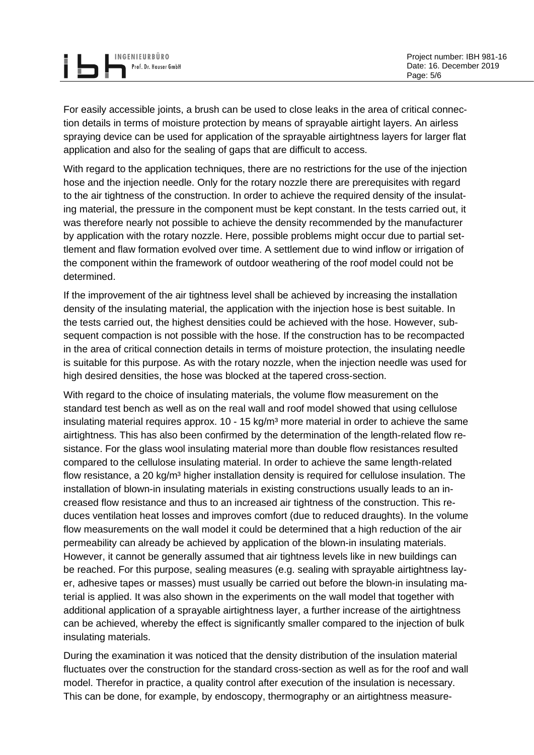For easily accessible joints, a brush can be used to close leaks in the area of critical connection details in terms of moisture protection by means of sprayable airtight layers. An airless spraying device can be used for application of the sprayable airtightness layers for larger flat application and also for the sealing of gaps that are difficult to access.

With regard to the application techniques, there are no restrictions for the use of the injection hose and the injection needle. Only for the rotary nozzle there are prerequisites with regard to the air tightness of the construction. In order to achieve the required density of the insulating material, the pressure in the component must be kept constant. In the tests carried out, it was therefore nearly not possible to achieve the density recommended by the manufacturer by application with the rotary nozzle. Here, possible problems might occur due to partial settlement and flaw formation evolved over time. A settlement due to wind inflow or irrigation of the component within the framework of outdoor weathering of the roof model could not be determined.

If the improvement of the air tightness level shall be achieved by increasing the installation density of the insulating material, the application with the injection hose is best suitable. In the tests carried out, the highest densities could be achieved with the hose. However, subsequent compaction is not possible with the hose. If the construction has to be recompacted in the area of critical connection details in terms of moisture protection, the insulating needle is suitable for this purpose. As with the rotary nozzle, when the injection needle was used for high desired densities, the hose was blocked at the tapered cross-section.

With regard to the choice of insulating materials, the volume flow measurement on the standard test bench as well as on the real wall and roof model showed that using cellulose insulating material requires approx. 10 - 15 kg/m³ more material in order to achieve the same airtightness. This has also been confirmed by the determination of the length-related flow resistance. For the glass wool insulating material more than double flow resistances resulted compared to the cellulose insulating material. In order to achieve the same length-related flow resistance, a 20 kg/m³ higher installation density is required for cellulose insulation. The installation of blown-in insulating materials in existing constructions usually leads to an increased flow resistance and thus to an increased air tightness of the construction. This reduces ventilation heat losses and improves comfort (due to reduced draughts). In the volume flow measurements on the wall model it could be determined that a high reduction of the air permeability can already be achieved by application of the blown-in insulating materials. However, it cannot be generally assumed that air tightness levels like in new buildings can be reached. For this purpose, sealing measures (e.g. sealing with sprayable airtightness layer, adhesive tapes or masses) must usually be carried out before the blown-in insulating material is applied. It was also shown in the experiments on the wall model that together with additional application of a sprayable airtightness layer, a further increase of the airtightness can be achieved, whereby the effect is significantly smaller compared to the injection of bulk insulating materials.

During the examination it was noticed that the density distribution of the insulation material fluctuates over the construction for the standard cross-section as well as for the roof and wall model. Therefor in practice, a quality control after execution of the insulation is necessary. This can be done, for example, by endoscopy, thermography or an airtightness measure-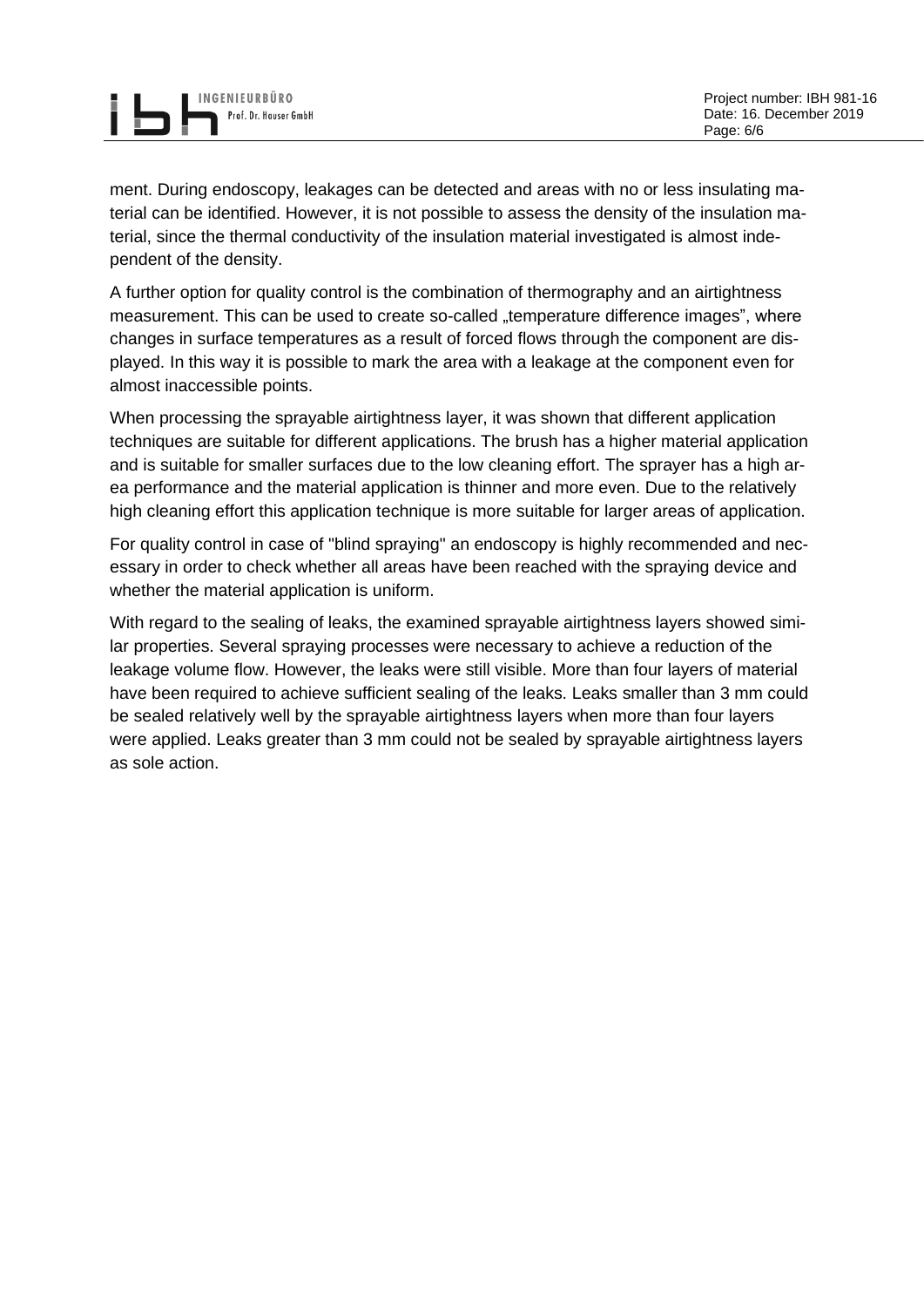ment. During endoscopy, leakages can be detected and areas with no or less insulating material can be identified. However, it is not possible to assess the density of the insulation material, since the thermal conductivity of the insulation material investigated is almost independent of the density.

A further option for quality control is the combination of thermography and an airtightness measurement. This can be used to create so-called „temperature difference images", where changes in surface temperatures as a result of forced flows through the component are displayed. In this way it is possible to mark the area with a leakage at the component even for almost inaccessible points.

When processing the sprayable airtightness layer, it was shown that different application techniques are suitable for different applications. The brush has a higher material application and is suitable for smaller surfaces due to the low cleaning effort. The sprayer has a high area performance and the material application is thinner and more even. Due to the relatively high cleaning effort this application technique is more suitable for larger areas of application.

For quality control in case of "blind spraying" an endoscopy is highly recommended and necessary in order to check whether all areas have been reached with the spraying device and whether the material application is uniform.

With regard to the sealing of leaks, the examined sprayable airtightness layers showed similar properties. Several spraying processes were necessary to achieve a reduction of the leakage volume flow. However, the leaks were still visible. More than four layers of material have been required to achieve sufficient sealing of the leaks. Leaks smaller than 3 mm could be sealed relatively well by the sprayable airtightness layers when more than four layers were applied. Leaks greater than 3 mm could not be sealed by sprayable airtightness layers as sole action.